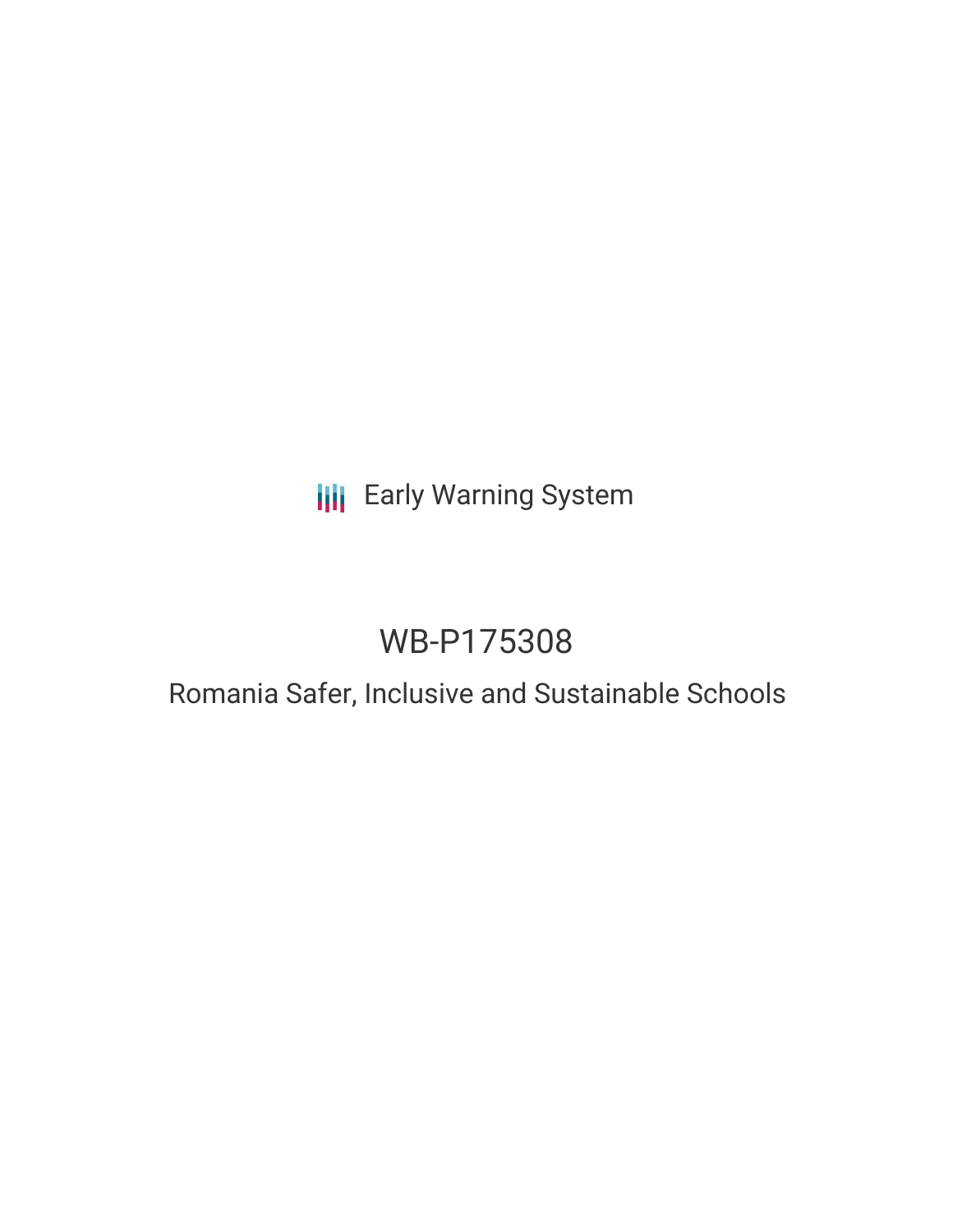Early Warning System

# WB-P175308

## Romania Safer, Inclusive and Sustainable Schools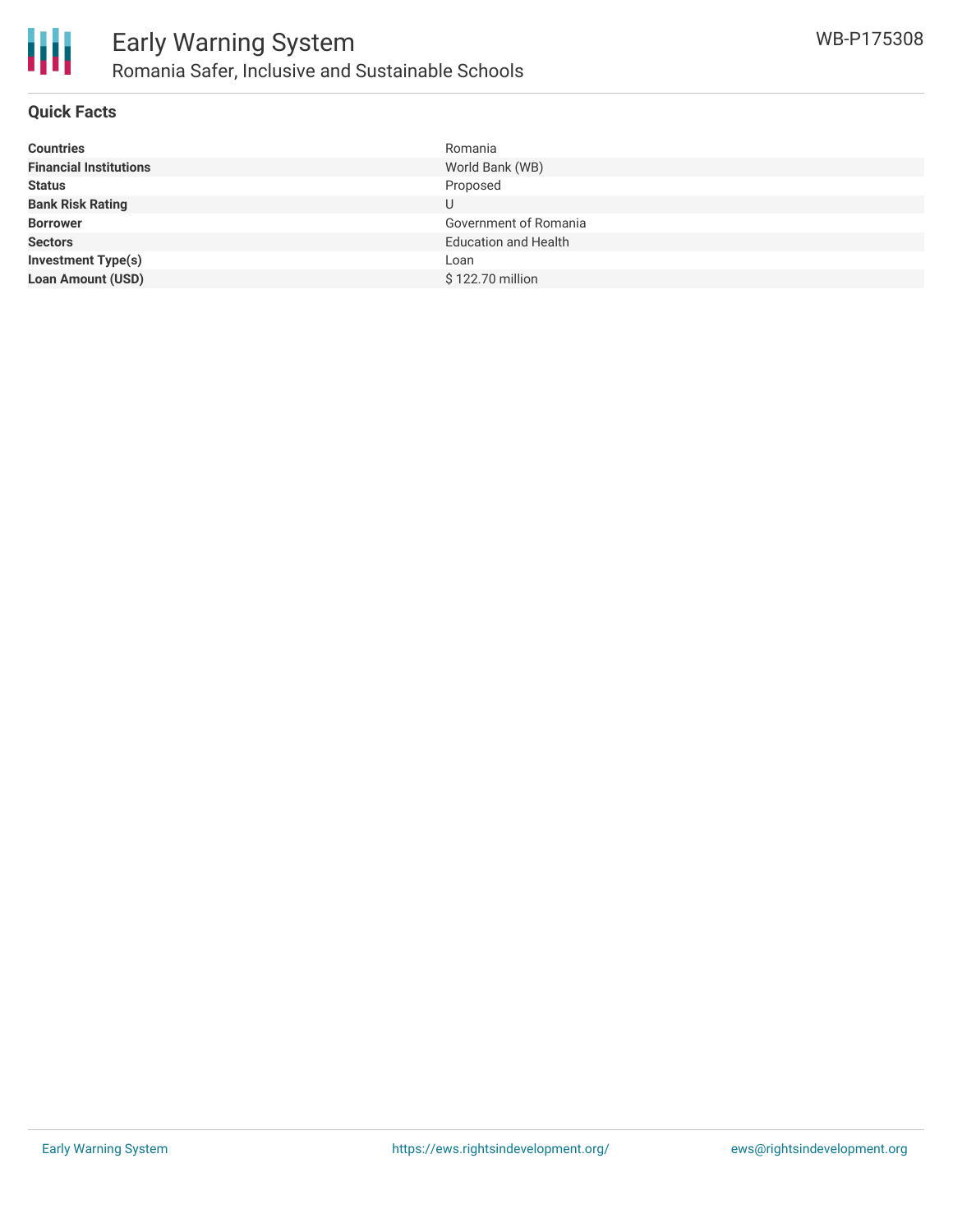## Quick Facts

| | |
|---|---|
| **Countries** | Romania |
| **Financial Institutions** | World Bank (WB) |
| **Status** | Proposed |
| **Bank Risk Rating** | U |
| **Borrower** | Government of Romania |
| **Sectors** | Education and Health |
| **Investment Type(s)** | Loan |
| **Loan Amount (USD)** | $ 122.70 million |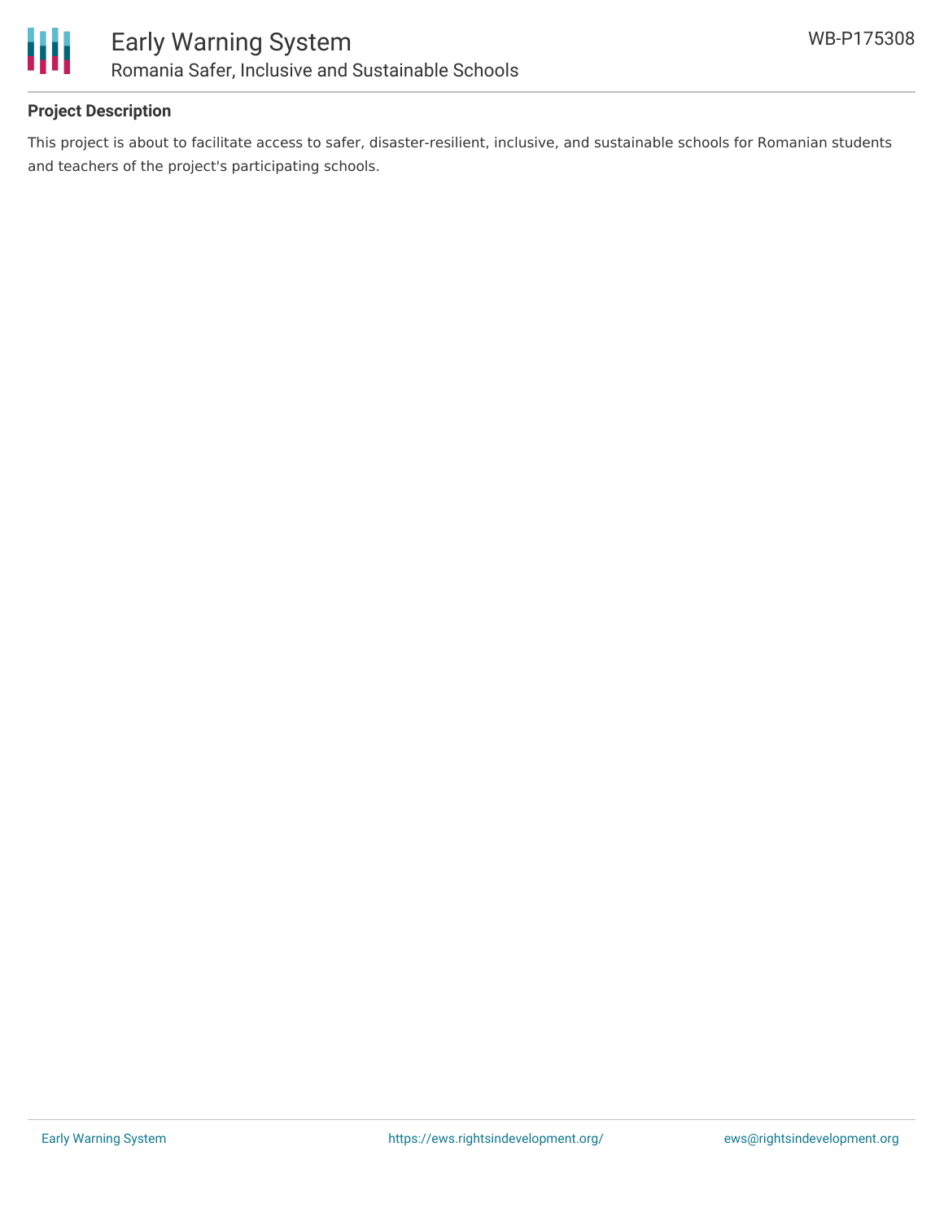**Project Description**

This project is about to facilitate access to safer, disaster-resilient, inclusive, and sustainable schools for Romanian students and teachers of the project's participating schools.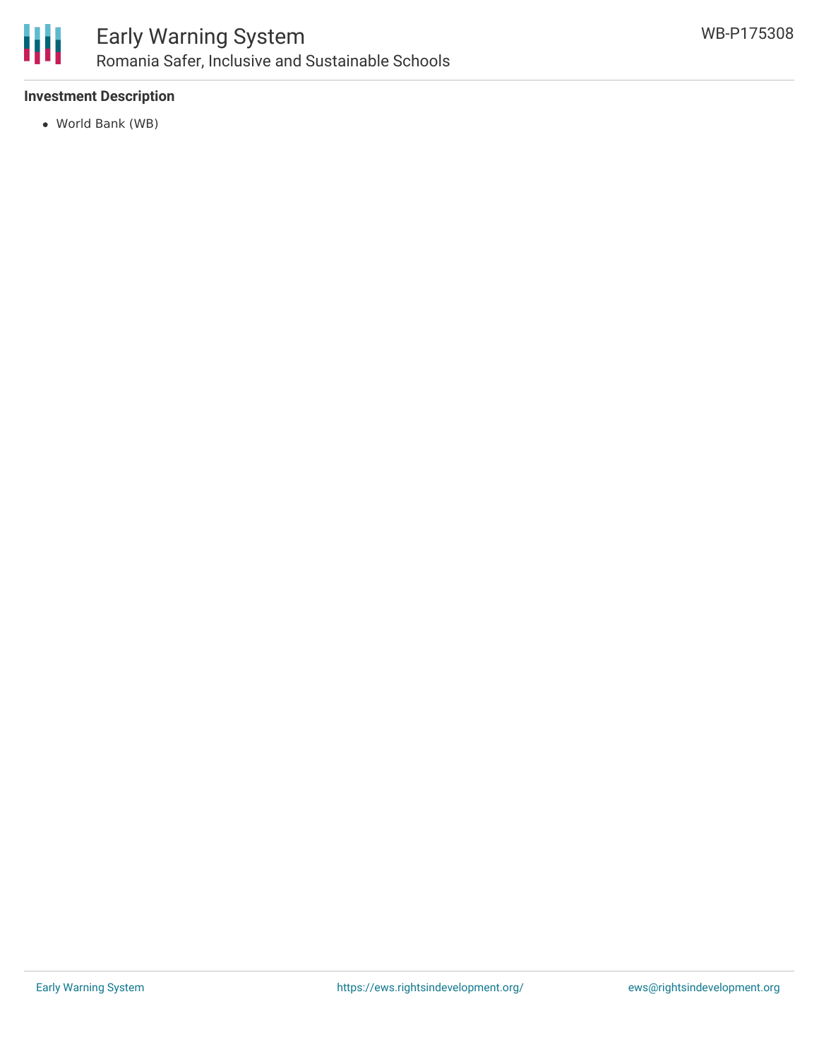### Investment Description

- World Bank (WB)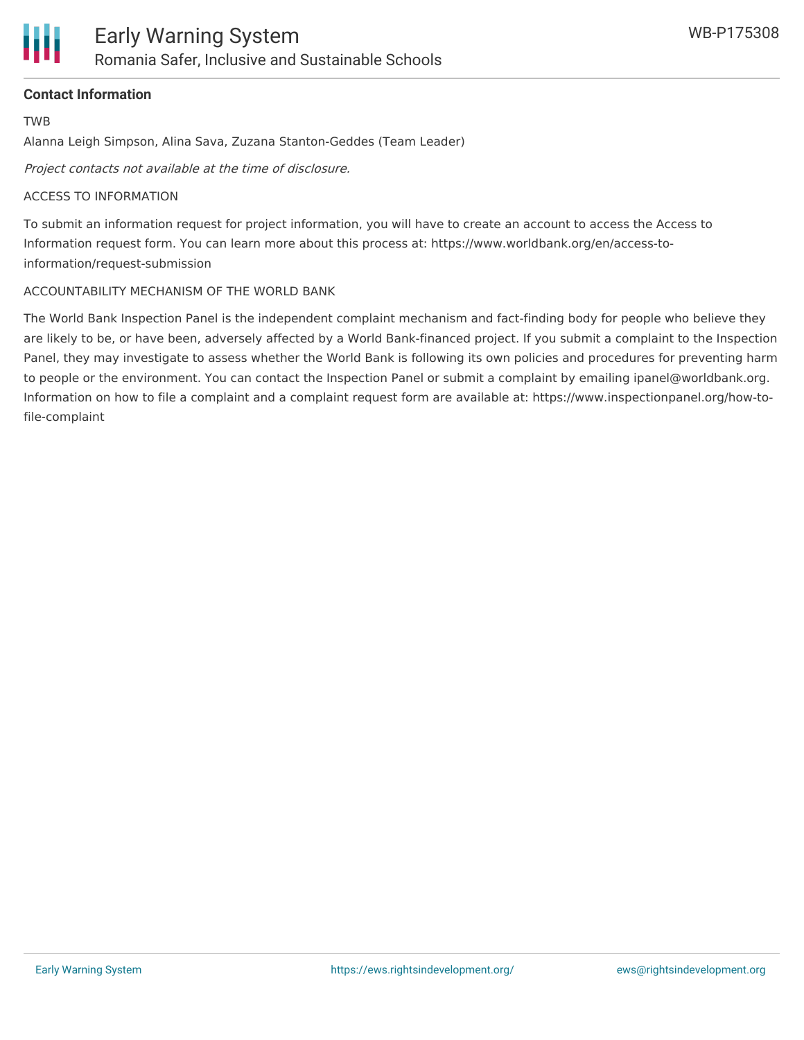**Contact Information**

TWB

Alanna Leigh Simpson, Alina Sava, Zuzana Stanton-Geddes (Team Leader)

*Project contacts not available at the time of disclosure.*

ACCESS TO INFORMATION

To submit an information request for project information, you will have to create an account to access the Access to Information request form. You can learn more about this process at: https://www.worldbank.org/en/access-to-information/request-submission

ACCOUNTABILITY MECHANISM OF THE WORLD BANK

The World Bank Inspection Panel is the independent complaint mechanism and fact-finding body for people who believe they are likely to be, or have been, adversely affected by a World Bank-financed project. If you submit a complaint to the Inspection Panel, they may investigate to assess whether the World Bank is following its own policies and procedures for preventing harm to people or the environment. You can contact the Inspection Panel or submit a complaint by emailing ipanel@worldbank.org. Information on how to file a complaint and a complaint request form are available at: https://www.inspectionpanel.org/how-to-file-complaint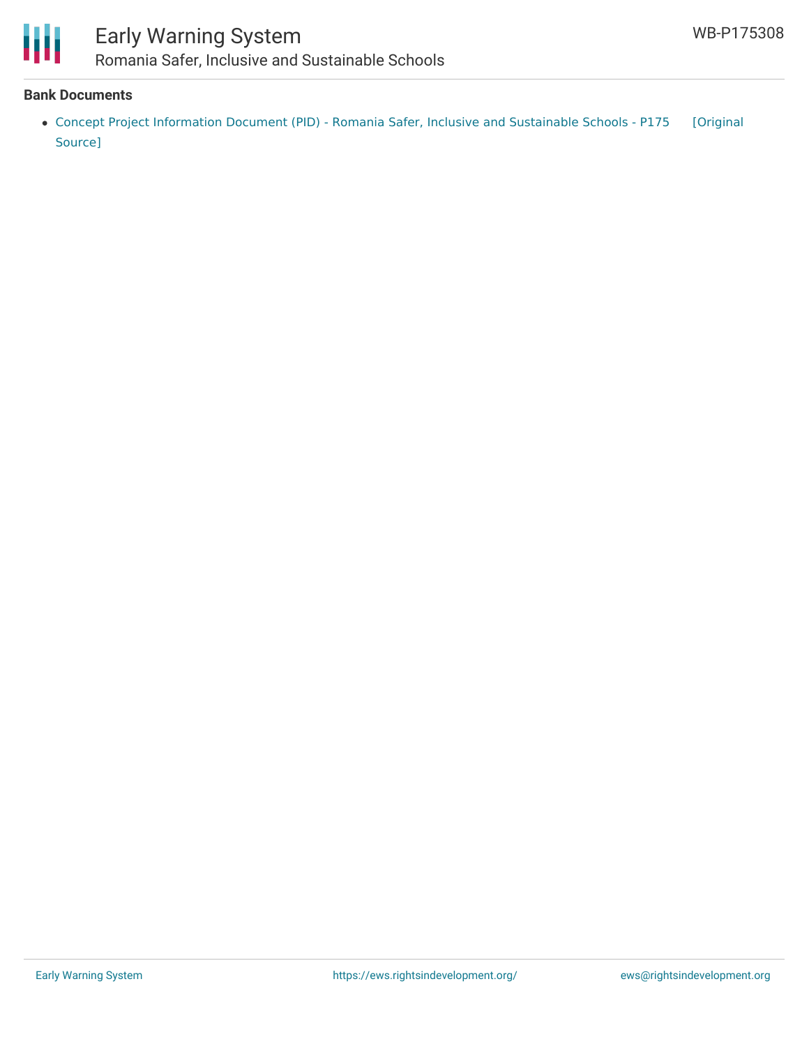**Bank Documents**

- Concept Project Information Document (PID) - Romania Safer, Inclusive and Sustainable Schools - P175 [Original Source]